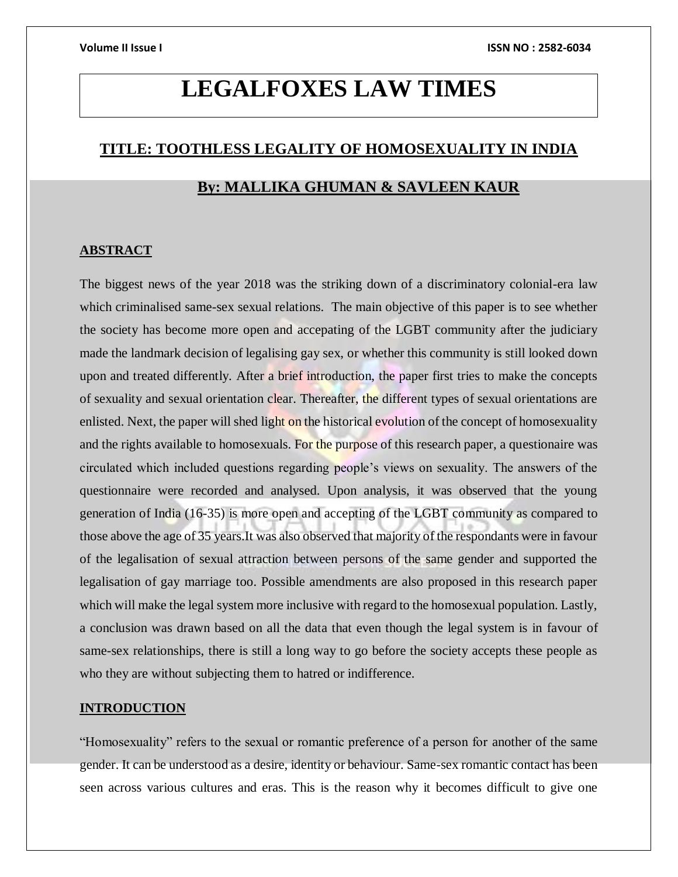# LEGALFOXES LAW TIMES

## TITLE: TOOTHLESS LEGALITY OF HOMOSEXUALITY IN INDIA

### By: MALLIKA GHUMAN & SAVLEEN KAUR

**ABSTRACT**

The biggest news of the year 2018 was the striking down of a discriminatory colonial-era law which criminalised same-sex sexual relations. The main objective of this paper is to see whether the society has become more open and accepating of the LGBT community after the judiciary made the landmark decision of legalising gay sex, or whether this community is still looked down upon and treated differently. After a brief introduction, the paper first tries to make the concepts of sexuality and sexual orientation clear. Thereafter, the different types of sexual orientations are enlisted. Next, the paper will shed light on the historical evolution of the concept of homosexuality and the rights available to homosexuals. For the purpose of this research paper, a questionaire was circulated which included questions regarding people's views on sexuality. The answers of the questionnaire were recorded and analysed. Upon analysis, it was observed that the young generation of India (16-35) is more open and accepting of the LGBT community as compared to those above the age of 35 years.It was also observed that majority of the respondants were in favour of the legalisation of sexual attraction between persons of the same gender and supported the legalisation of gay marriage too. Possible amendments are also proposed in this research paper which will make the legal system more inclusive with regard to the homosexual population. Lastly, a conclusion was drawn based on all the data that even though the legal system is in favour of same-sex relationships, there is still a long way to go before the society accepts these people as who they are without subjecting them to hatred or indifference.

**INTRODUCTION**

"Homosexuality" refers to the sexual or romantic preference of a person for another of the same gender. It can be understood as a desire, identity or behaviour. Same-sex romantic contact has been seen across various cultures and eras. This is the reason why it becomes difficult to give one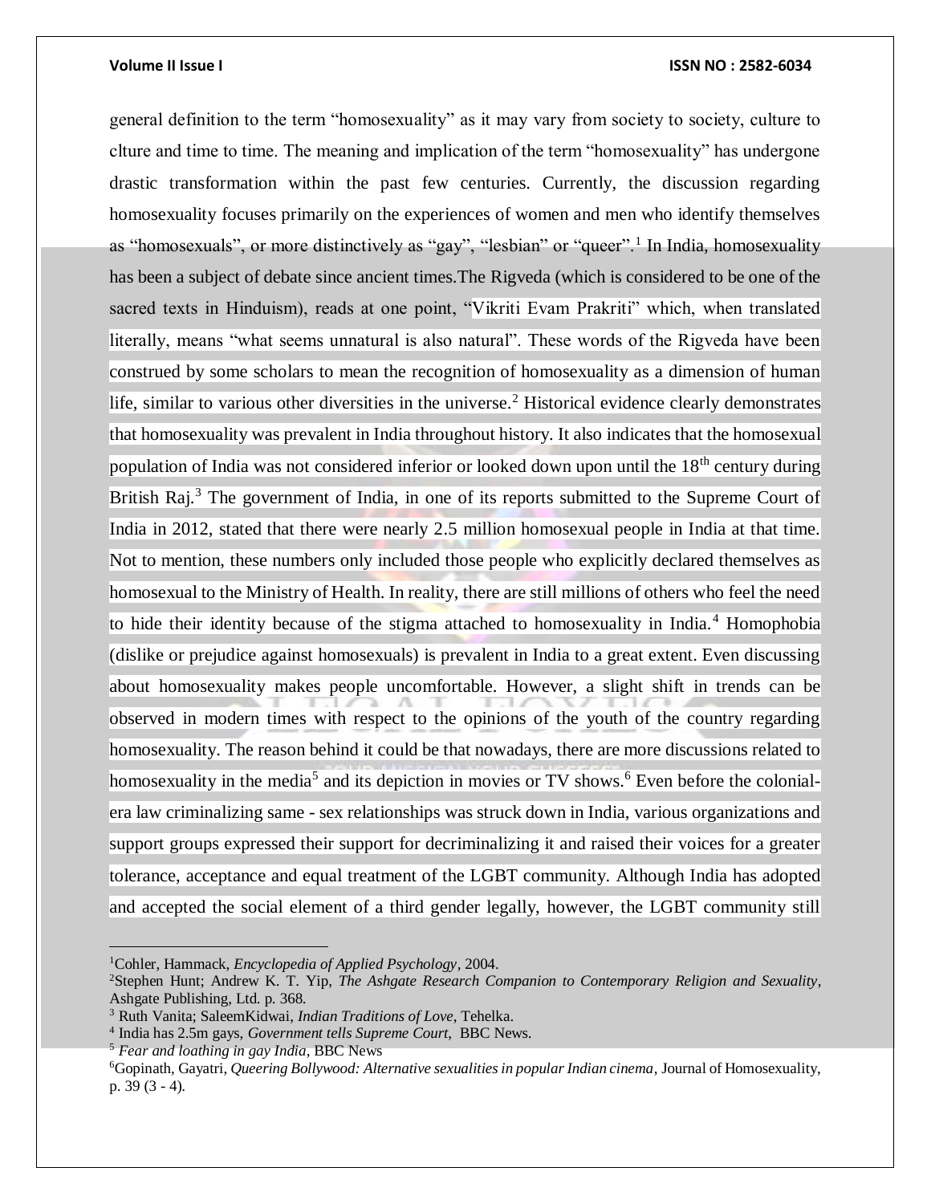general definition to the term "homosexuality" as it may vary from society to society, culture to clture and time to time. The meaning and implication of the term "homosexuality" has undergone drastic transformation within the past few centuries. Currently, the discussion regarding homosexuality focuses primarily on the experiences of women and men who identify themselves as "homosexuals", or more distinctively as "gay", "lesbian" or "queer".[1] In India, homosexuality has been a subject of debate since ancient times.The Rigveda (which is considered to be one of the sacred texts in Hinduism), reads at one point, "Vikriti Evam Prakriti" which, when translated literally, means "what seems unnatural is also natural". These words of the Rigveda have been construed by some scholars to mean the recognition of homosexuality as a dimension of human life, similar to various other diversities in the universe.[2] Historical evidence clearly demonstrates that homosexuality was prevalent in India throughout history. It also indicates that the homosexual population of India was not considered inferior or looked down upon until the 18th century during British Raj.[3] The government of India, in one of its reports submitted to the Supreme Court of India in 2012, stated that there were nearly 2.5 million homosexual people in India at that time. Not to mention, these numbers only included those people who explicitly declared themselves as homosexual to the Ministry of Health. In reality, there are still millions of others who feel the need to hide their identity because of the stigma attached to homosexuality in India.[4] Homophobia (dislike or prejudice against homosexuals) is prevalent in India to a great extent. Even discussing about homosexuality makes people uncomfortable. However, a slight shift in trends can be observed in modern times with respect to the opinions of the youth of the country regarding homosexuality. The reason behind it could be that nowadays, there are more discussions related to homosexuality in the media[5] and its depiction in movies or TV shows.[6] Even before the colonial-era law criminalizing same - sex relationships was struck down in India, various organizations and support groups expressed their support for decriminalizing it and raised their voices for a greater tolerance, acceptance and equal treatment of the LGBT community. Although India has adopted and accepted the social element of a third gender legally, however, the LGBT community still

---

[1] Cohler, Hammack, *Encyclopedia of Applied Psychology*, 2004.

[2] Stephen Hunt; Andrew K. T. Yip, *The Ashgate Research Companion to Contemporary Religion and Sexuality*, Ashgate Publishing, Ltd. p. 368.

[3] Ruth Vanita; SaleemKidwai, *Indian Traditions of Love*, Tehelka.

[4] India has 2.5m gays, *Government tells Supreme Court*, BBC News.

[5] *Fear and loathing in gay India*, BBC News

[6] Gopinath, Gayatri, *Queering Bollywood: Alternative sexualities in popular Indian cinema*, Journal of Homosexuality, p. 39 (3 - 4).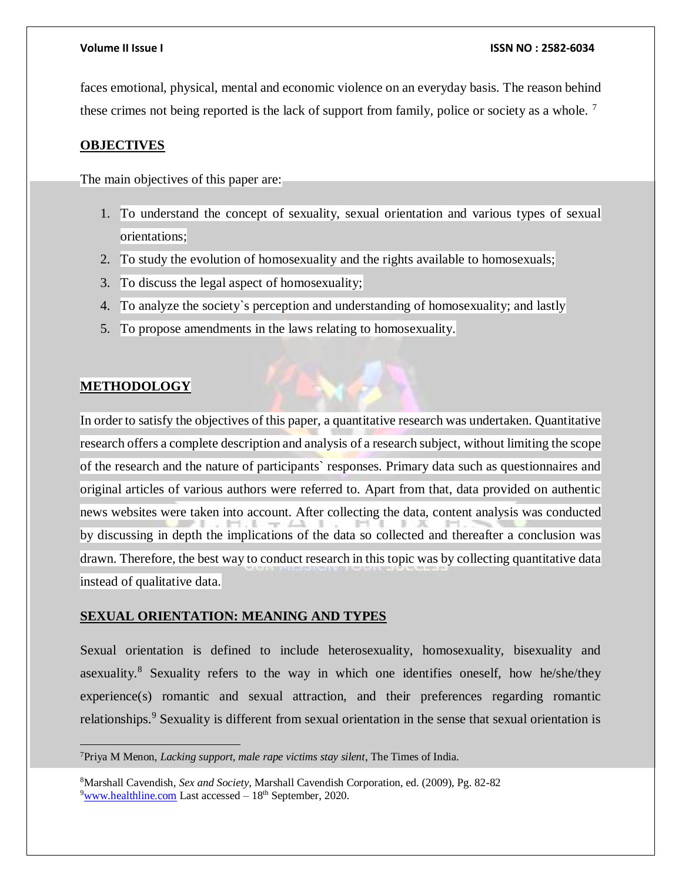faces emotional, physical, mental and economic violence on an everyday basis. The reason behind these crimes not being reported is the lack of support from family, police or society as a whole. [7]

## OBJECTIVES

The main objectives of this paper are:

1. To understand the concept of sexuality, sexual orientation and various types of sexual orientations;
2. To study the evolution of homosexuality and the rights available to homosexuals;
3. To discuss the legal aspect of homosexuality;
4. To analyze the society`s perception and understanding of homosexuality; and lastly
5. To propose amendments in the laws relating to homosexuality.

## METHODOLOGY

In order to satisfy the objectives of this paper, a quantitative research was undertaken. Quantitative research offers a complete description and analysis of a research subject, without limiting the scope of the research and the nature of participants` responses. Primary data such as questionnaires and original articles of various authors were referred to. Apart from that, data provided on authentic news websites were taken into account. After collecting the data, content analysis was conducted by discussing in depth the implications of the data so collected and thereafter a conclusion was drawn. Therefore, the best way to conduct research in this topic was by collecting quantitative data instead of qualitative data.

## SEXUAL ORIENTATION: MEANING AND TYPES

Sexual orientation is defined to include heterosexuality, homosexuality, bisexuality and asexuality.[8] Sexuality refers to the way in which one identifies oneself, how he/she/they experience(s) romantic and sexual attraction, and their preferences regarding romantic relationships.[9] Sexuality is different from sexual orientation in the sense that sexual orientation is

---

[7] Priya M Menon, *Lacking support, male rape victims stay silent*, The Times of India.

[8] Marshall Cavendish, *Sex and Society*, Marshall Cavendish Corporation, ed. (2009), Pg. 82-82

[9] www.healthline.com Last accessed – 18th September, 2020.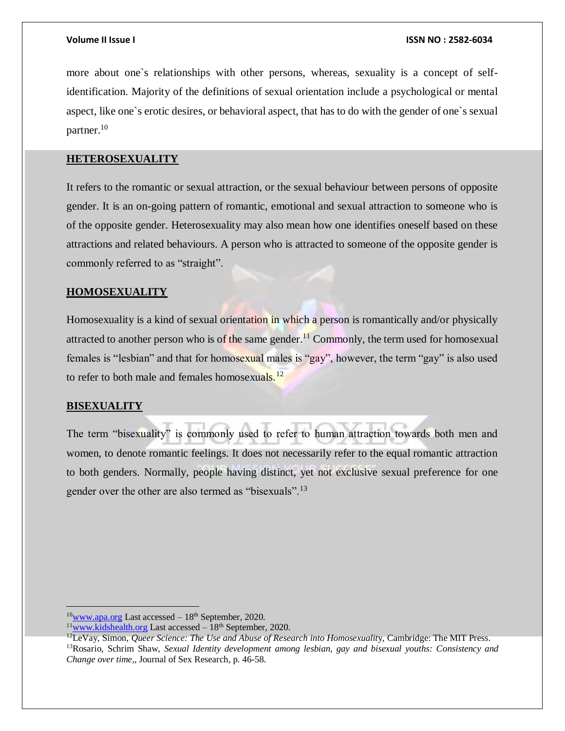more about one`s relationships with other persons, whereas, sexuality is a concept of self-identification. Majority of the definitions of sexual orientation include a psychological or mental aspect, like one`s erotic desires, or behavioral aspect, that has to do with the gender of one`s sexual partner.[10]

## HETEROSEXUALITY

It refers to the romantic or sexual attraction, or the sexual behaviour between persons of opposite gender. It is an on-going pattern of romantic, emotional and sexual attraction to someone who is of the opposite gender. Heterosexuality may also mean how one identifies oneself based on these attractions and related behaviours. A person who is attracted to someone of the opposite gender is commonly referred to as "straight".

## HOMOSEXUALITY

Homosexuality is a kind of sexual orientation in which a person is romantically and/or physically attracted to another person who is of the same gender.[11] Commonly, the term used for homosexual females is "lesbian" and that for homosexual males is "gay", however, the term "gay" is also used to refer to both male and females homosexuals.[12]

## BISEXUALITY

The term "bisexuality" is commonly used to refer to human attraction towards both men and women, to denote romantic feelings. It does not necessarily refer to the equal romantic attraction to both genders. Normally, people having distinct, yet not exclusive sexual preference for one gender over the other are also termed as "bisexuals".[13]

---

[10] www.apa.org Last accessed – 18th September, 2020.

[11] www.kidshealth.org Last accessed – 18th September, 2020.

[12] LeVay, Simon, *Queer Science: The Use and Abuse of Research into Homosexuality*, Cambridge: The MIT Press.

[13] Rosario, Schrim Shaw, *Sexual Identity development among lesbian, gay and bisexual youths: Consistency and Change over time*,, Journal of Sex Research, p. 46-58.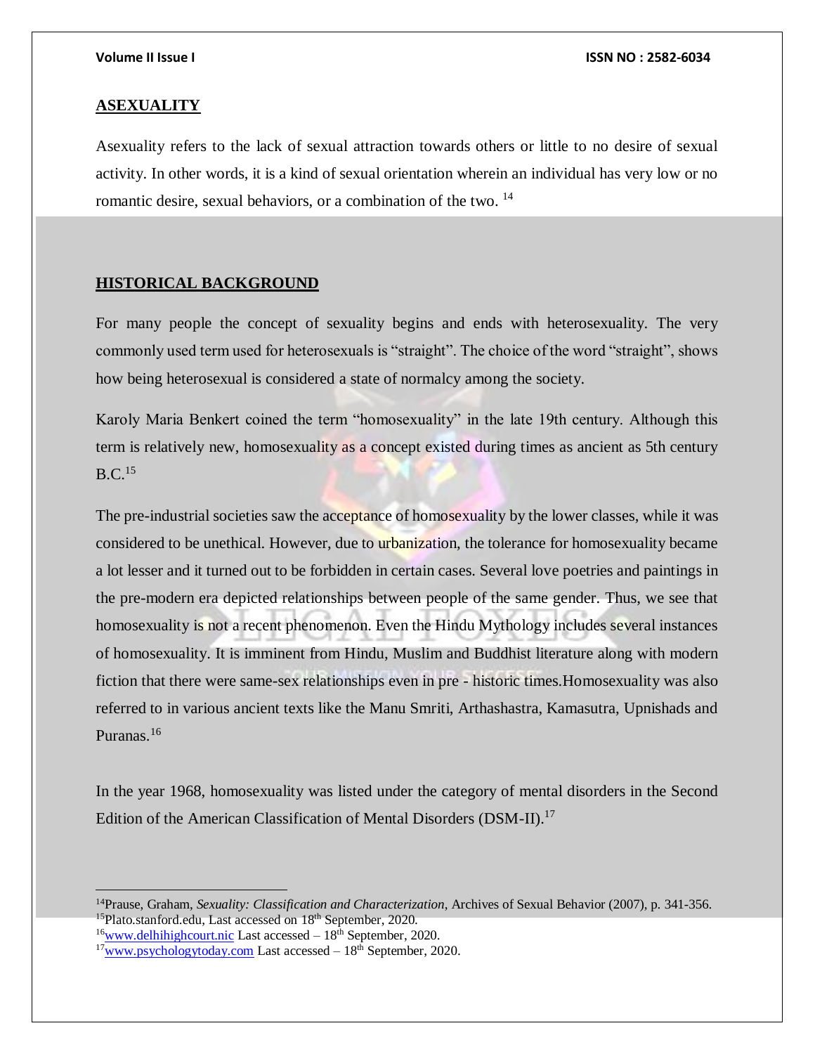## ASEXUALITY

Asexuality refers to the lack of sexual attraction towards others or little to no desire of sexual activity. In other words, it is a kind of sexual orientation wherein an individual has very low or no romantic desire, sexual behaviors, or a combination of the two. [14]

## HISTORICAL BACKGROUND

For many people the concept of sexuality begins and ends with heterosexuality. The very commonly used term used for heterosexuals is "straight". The choice of the word "straight", shows how being heterosexual is considered a state of normalcy among the society.

Karoly Maria Benkert coined the term "homosexuality" in the late 19th century. Although this term is relatively new, homosexuality as a concept existed during times as ancient as 5th century B.C.[15]

The pre-industrial societies saw the acceptance of homosexuality by the lower classes, while it was considered to be unethical. However, due to urbanization, the tolerance for homosexuality became a lot lesser and it turned out to be forbidden in certain cases. Several love poetries and paintings in the pre-modern era depicted relationships between people of the same gender. Thus, we see that homosexuality is not a recent phenomenon. Even the Hindu Mythology includes several instances of homosexuality. It is imminent from Hindu, Muslim and Buddhist literature along with modern fiction that there were same-sex relationships even in pre - historic times.Homosexuality was also referred to in various ancient texts like the Manu Smriti, Arthashastra, Kamasutra, Upnishads and Puranas.[16]

In the year 1968, homosexuality was listed under the category of mental disorders in the Second Edition of the American Classification of Mental Disorders (DSM-II).[17]

---

[14] Prause, Graham, *Sexuality: Classification and Characterization*, Archives of Sexual Behavior (2007), p. 341-356.

[15] Plato.stanford.edu, Last accessed on 18th September, 2020.

[16] www.delhihighcourt.nic Last accessed – 18th September, 2020.

[17] www.psychologytoday.com Last accessed – 18th September, 2020.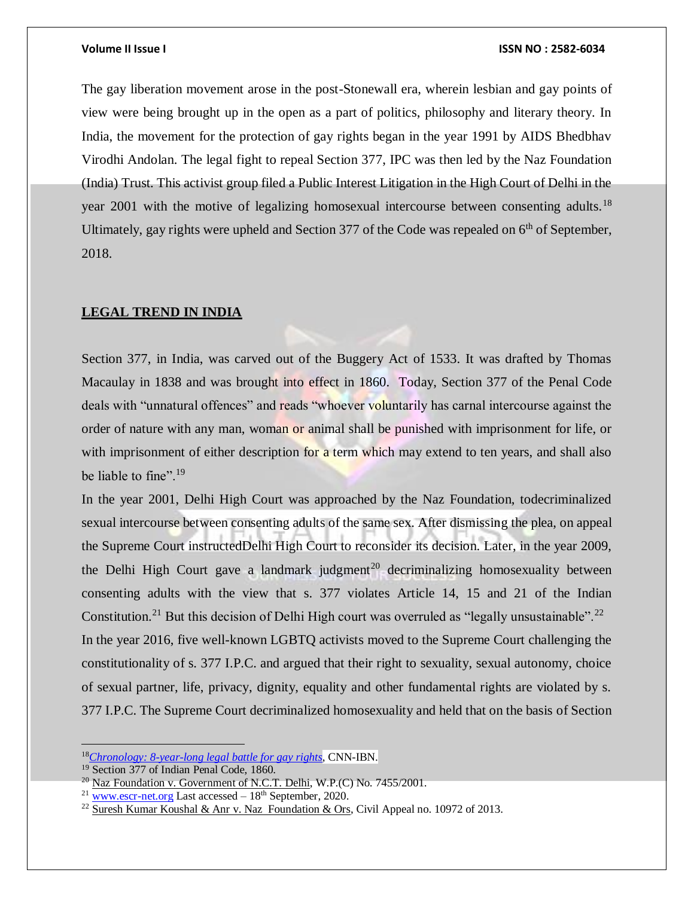The gay liberation movement arose in the post-Stonewall era, wherein lesbian and gay points of view were being brought up in the open as a part of politics, philosophy and literary theory. In India, the movement for the protection of gay rights began in the year 1991 by AIDS Bhedbhav Virodhi Andolan. The legal fight to repeal Section 377, IPC was then led by the Naz Foundation (India) Trust. This activist group filed a Public Interest Litigation in the High Court of Delhi in the year 2001 with the motive of legalizing homosexual intercourse between consenting adults.[18] Ultimately, gay rights were upheld and Section 377 of the Code was repealed on 6th of September, 2018.

## LEGAL TREND IN INDIA

Section 377, in India, was carved out of the Buggery Act of 1533. It was drafted by Thomas Macaulay in 1838 and was brought into effect in 1860. Today, Section 377 of the Penal Code deals with "unnatural offences" and reads "whoever voluntarily has carnal intercourse against the order of nature with any man, woman or animal shall be punished with imprisonment for life, or with imprisonment of either description for a term which may extend to ten years, and shall also be liable to fine".[19]

In the year 2001, Delhi High Court was approached by the Naz Foundation, todecriminalized sexual intercourse between consenting adults of the same sex. After dismissing the plea, on appeal the Supreme Court instructedDelhi High Court to reconsider its decision. Later, in the year 2009, the Delhi High Court gave a landmark judgment[20] decriminalizing homosexuality between consenting adults with the view that s. 377 violates Article 14, 15 and 21 of the Indian Constitution.[21] But this decision of Delhi High court was overruled as "legally unsustainable".[22]

In the year 2016, five well-known LGBTQ activists moved to the Supreme Court challenging the constitutionality of s. 377 I.P.C. and argued that their right to sexuality, sexual autonomy, choice of sexual partner, life, privacy, dignity, equality and other fundamental rights are violated by s. 377 I.P.C. The Supreme Court decriminalized homosexuality and held that on the basis of Section

---

[18] *Chronology: 8-year-long legal battle for gay rights*, CNN-IBN.

[19] Section 377 of Indian Penal Code, 1860.

[20] Naz Foundation v. Government of N.C.T. Delhi, W.P.(C) No. 7455/2001.

[21] www.escr-net.org Last accessed – 18th September, 2020.

[22] Suresh Kumar Koushal & Anr v. Naz Foundation & Ors, Civil Appeal no. 10972 of 2013.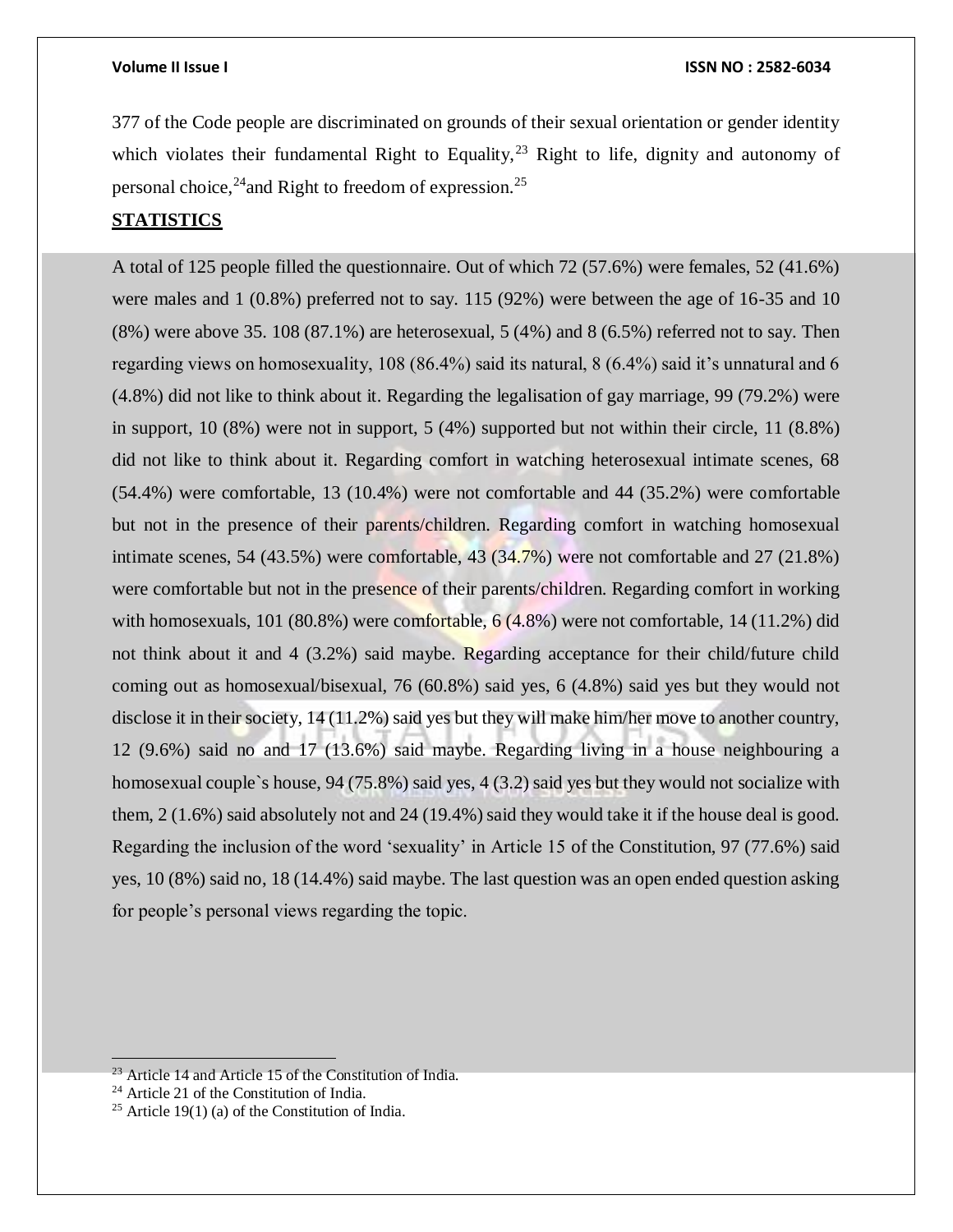377 of the Code people are discriminated on grounds of their sexual orientation or gender identity which violates their fundamental Right to Equality,[23] Right to life, dignity and autonomy of personal choice,[24]and Right to freedom of expression.[25]

## STATISTICS

A total of 125 people filled the questionnaire. Out of which 72 (57.6%) were females, 52 (41.6%) were males and 1 (0.8%) preferred not to say. 115 (92%) were between the age of 16-35 and 10 (8%) were above 35. 108 (87.1%) are heterosexual, 5 (4%) and 8 (6.5%) referred not to say. Then regarding views on homosexuality, 108 (86.4%) said its natural, 8 (6.4%) said it's unnatural and 6 (4.8%) did not like to think about it. Regarding the legalisation of gay marriage, 99 (79.2%) were in support, 10 (8%) were not in support, 5 (4%) supported but not within their circle, 11 (8.8%) did not like to think about it. Regarding comfort in watching heterosexual intimate scenes, 68 (54.4%) were comfortable, 13 (10.4%) were not comfortable and 44 (35.2%) were comfortable but not in the presence of their parents/children. Regarding comfort in watching homosexual intimate scenes, 54 (43.5%) were comfortable, 43 (34.7%) were not comfortable and 27 (21.8%) were comfortable but not in the presence of their parents/children. Regarding comfort in working with homosexuals, 101 (80.8%) were comfortable, 6 (4.8%) were not comfortable, 14 (11.2%) did not think about it and 4 (3.2%) said maybe. Regarding acceptance for their child/future child coming out as homosexual/bisexual, 76 (60.8%) said yes, 6 (4.8%) said yes but they would not disclose it in their society, 14 (11.2%) said yes but they will make him/her move to another country, 12 (9.6%) said no and 17 (13.6%) said maybe. Regarding living in a house neighbouring a homosexual couple`s house, 94 (75.8%) said yes, 4 (3.2) said yes but they would not socialize with them, 2 (1.6%) said absolutely not and 24 (19.4%) said they would take it if the house deal is good. Regarding the inclusion of the word 'sexuality' in Article 15 of the Constitution, 97 (77.6%) said yes, 10 (8%) said no, 18 (14.4%) said maybe. The last question was an open ended question asking for people's personal views regarding the topic.

---

[23] Article 14 and Article 15 of the Constitution of India.

[24] Article 21 of the Constitution of India.

[25] Article 19(1) (a) of the Constitution of India.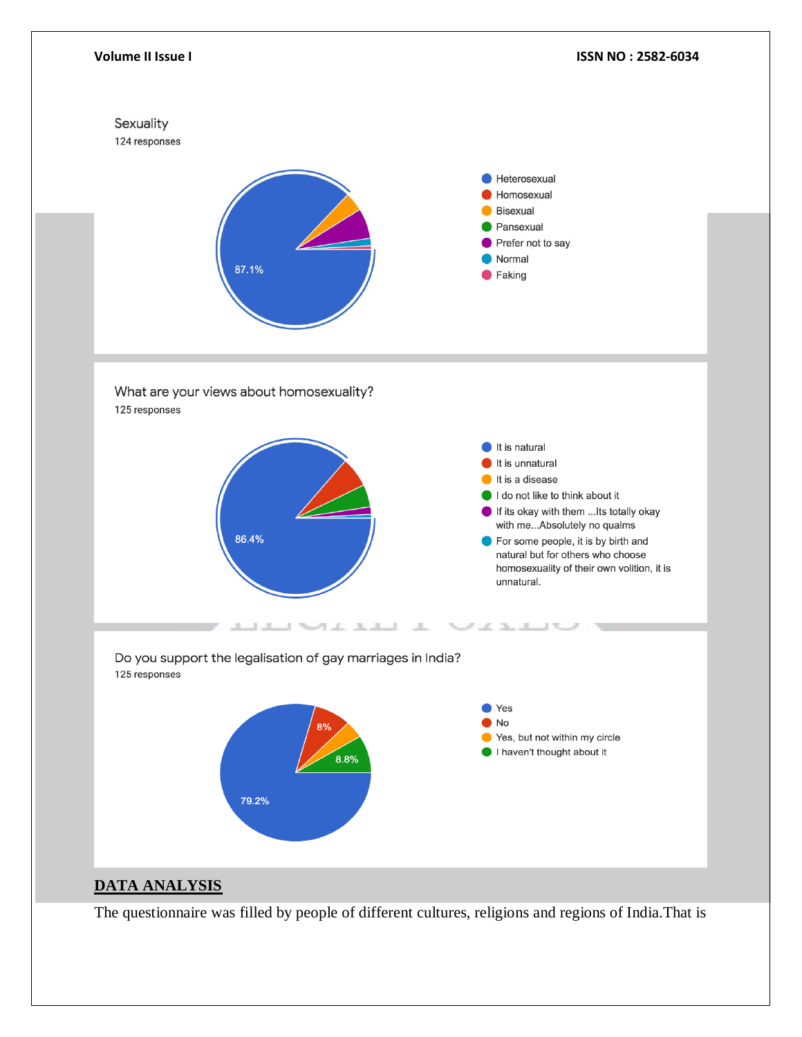Sexuality

124 responses

87.1%

- Heterosexual
- Homosexual
- Bisexual
- Pansexual
- Prefer not to say
- Normal
- Faking

What are your views about homosexuality?

125 responses

86.4%

- It is natural
- It is unnatural
- It is a disease
- I do not like to think about it
- If its okay with them ...Its totally okay with me...Absolutely no qualms
- For some people, it is by birth and natural but for others who choose homosexuality of their own volition, it is unnatural.

Do you support the legalisation of gay marriages in India?

125 responses

79.2%, 8%, 8.8%

- Yes
- No
- Yes, but not within my circle
- I haven't thought about it

## DATA ANALYSIS

The questionnaire was filled by people of different cultures, religions and regions of India.That is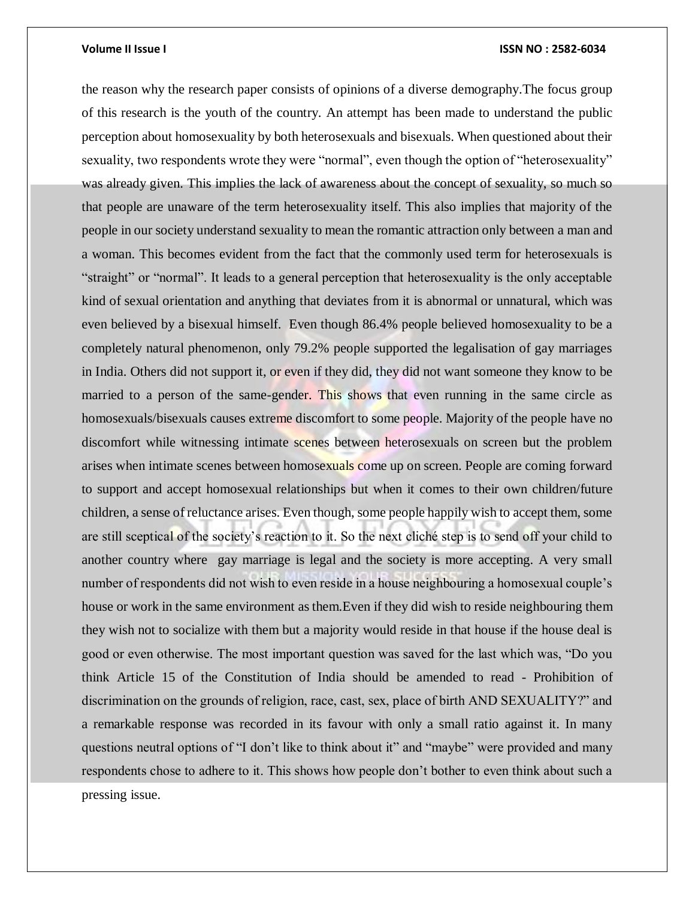the reason why the research paper consists of opinions of a diverse demography.The focus group of this research is the youth of the country. An attempt has been made to understand the public perception about homosexuality by both heterosexuals and bisexuals. When questioned about their sexuality, two respondents wrote they were "normal", even though the option of "heterosexuality" was already given. This implies the lack of awareness about the concept of sexuality, so much so that people are unaware of the term heterosexuality itself. This also implies that majority of the people in our society understand sexuality to mean the romantic attraction only between a man and a woman. This becomes evident from the fact that the commonly used term for heterosexuals is "straight" or "normal". It leads to a general perception that heterosexuality is the only acceptable kind of sexual orientation and anything that deviates from it is abnormal or unnatural, which was even believed by a bisexual himself. Even though 86.4% people believed homosexuality to be a completely natural phenomenon, only 79.2% people supported the legalisation of gay marriages in India. Others did not support it, or even if they did, they did not want someone they know to be married to a person of the same-gender. This shows that even running in the same circle as homosexuals/bisexuals causes extreme discomfort to some people. Majority of the people have no discomfort while witnessing intimate scenes between heterosexuals on screen but the problem arises when intimate scenes between homosexuals come up on screen. People are coming forward to support and accept homosexual relationships but when it comes to their own children/future children, a sense of reluctance arises. Even though, some people happily wish to accept them, some are still sceptical of the society's reaction to it. So the next cliché step is to send off your child to another country where gay marriage is legal and the society is more accepting. A very small number of respondents did not wish to even reside in a house neighbouring a homosexual couple's house or work in the same environment as them.Even if they did wish to reside neighbouring them they wish not to socialize with them but a majority would reside in that house if the house deal is good or even otherwise. The most important question was saved for the last which was, "Do you think Article 15 of the Constitution of India should be amended to read - Prohibition of discrimination on the grounds of religion, race, cast, sex, place of birth AND SEXUALITY?" and a remarkable response was recorded in its favour with only a small ratio against it. In many questions neutral options of "I don't like to think about it" and "maybe" were provided and many respondents chose to adhere to it. This shows how people don't bother to even think about such a pressing issue.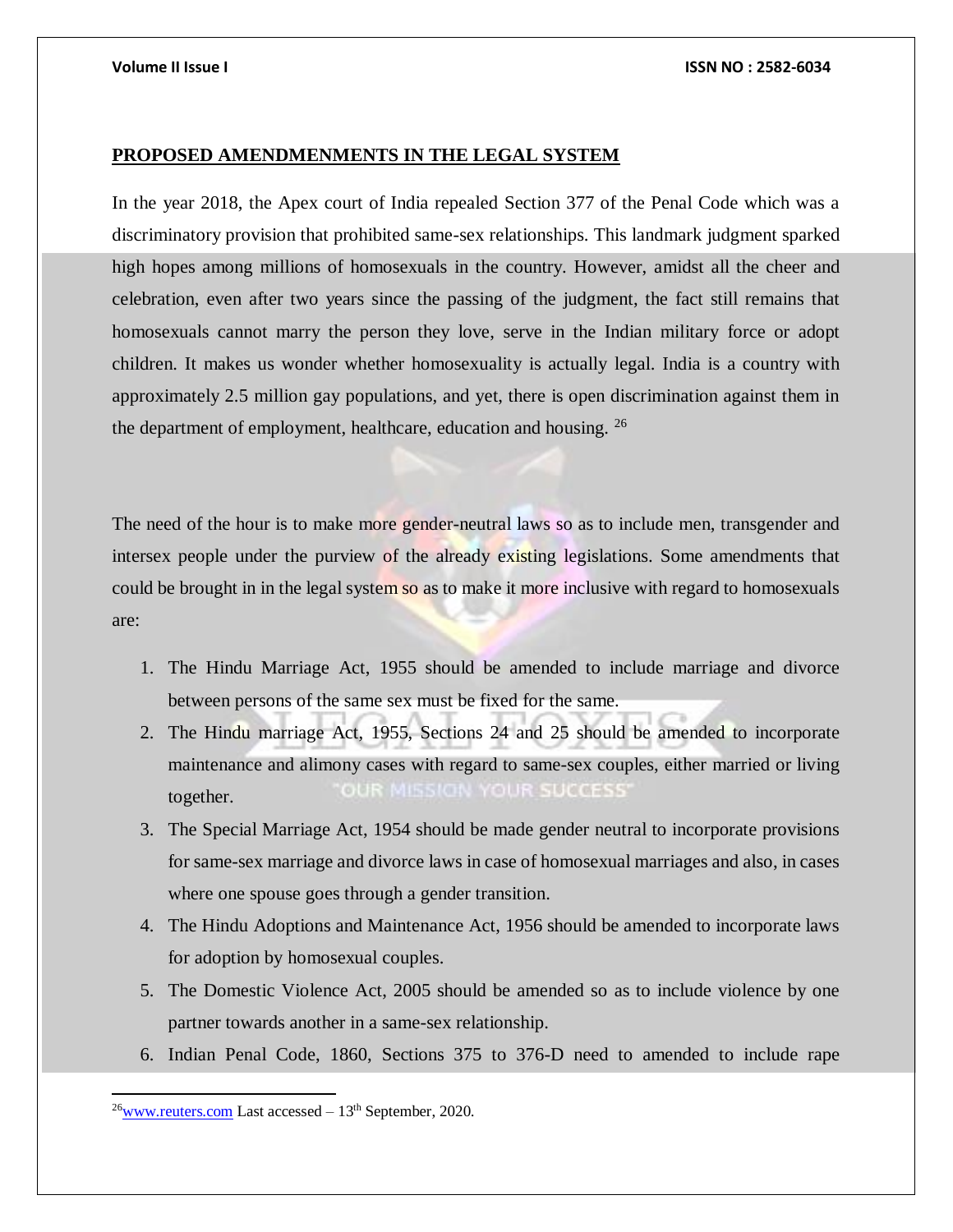## PROPOSED AMENDMENMENTS IN THE LEGAL SYSTEM

In the year 2018, the Apex court of India repealed Section 377 of the Penal Code which was a discriminatory provision that prohibited same-sex relationships. This landmark judgment sparked high hopes among millions of homosexuals in the country. However, amidst all the cheer and celebration, even after two years since the passing of the judgment, the fact still remains that homosexuals cannot marry the person they love, serve in the Indian military force or adopt children. It makes us wonder whether homosexuality is actually legal. India is a country with approximately 2.5 million gay populations, and yet, there is open discrimination against them in the department of employment, healthcare, education and housing. [26]

The need of the hour is to make more gender-neutral laws so as to include men, transgender and intersex people under the purview of the already existing legislations. Some amendments that could be brought in in the legal system so as to make it more inclusive with regard to homosexuals are:

1. The Hindu Marriage Act, 1955 should be amended to include marriage and divorce between persons of the same sex must be fixed for the same.
2. The Hindu marriage Act, 1955, Sections 24 and 25 should be amended to incorporate maintenance and alimony cases with regard to same-sex couples, either married or living together.
3. The Special Marriage Act, 1954 should be made gender neutral to incorporate provisions for same-sex marriage and divorce laws in case of homosexual marriages and also, in cases where one spouse goes through a gender transition.
4. The Hindu Adoptions and Maintenance Act, 1956 should be amended to incorporate laws for adoption by homosexual couples.
5. The Domestic Violence Act, 2005 should be amended so as to include violence by one partner towards another in a same-sex relationship.
6. Indian Penal Code, 1860, Sections 375 to 376-D need to amended to include rape

---

[26] www.reuters.com Last accessed – 13th September, 2020.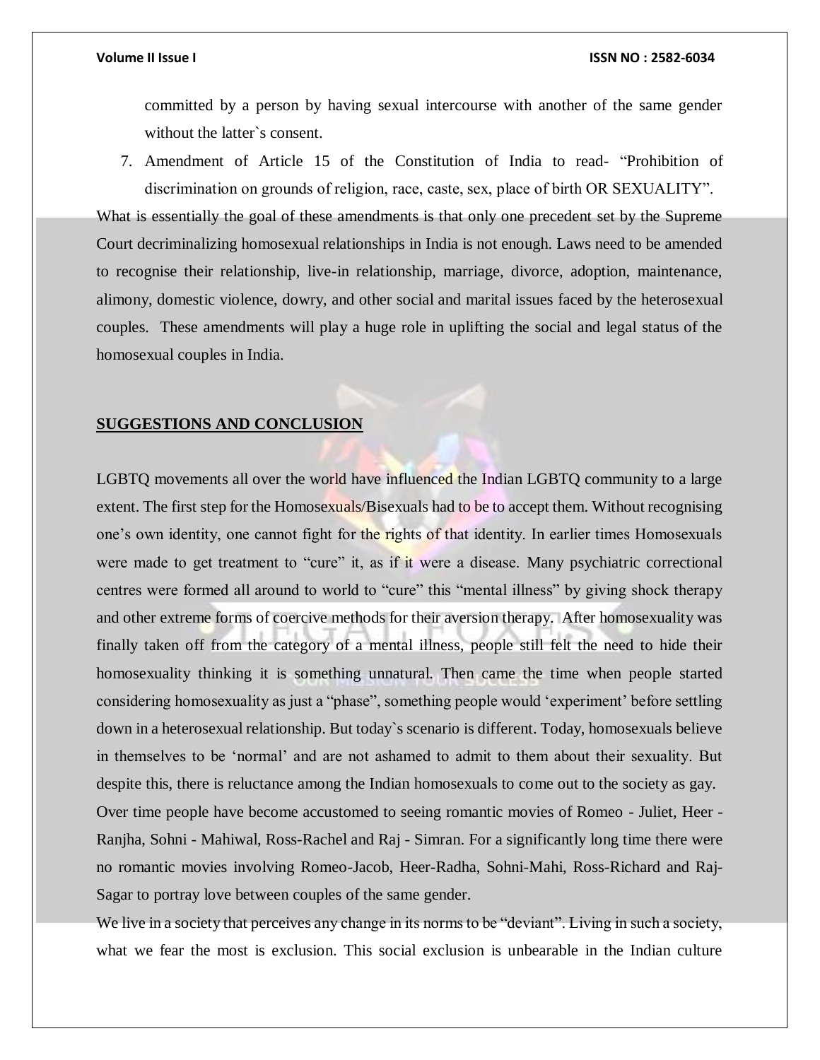committed by a person by having sexual intercourse with another of the same gender without the latter`s consent.

7. Amendment of Article 15 of the Constitution of India to read- "Prohibition of discrimination on grounds of religion, race, caste, sex, place of birth OR SEXUALITY".

What is essentially the goal of these amendments is that only one precedent set by the Supreme Court decriminalizing homosexual relationships in India is not enough. Laws need to be amended to recognise their relationship, live-in relationship, marriage, divorce, adoption, maintenance, alimony, domestic violence, dowry, and other social and marital issues faced by the heterosexual couples. These amendments will play a huge role in uplifting the social and legal status of the homosexual couples in India.

## SUGGESTIONS AND CONCLUSION

LGBTQ movements all over the world have influenced the Indian LGBTQ community to a large extent. The first step for the Homosexuals/Bisexuals had to be to accept them. Without recognising one's own identity, one cannot fight for the rights of that identity. In earlier times Homosexuals were made to get treatment to "cure" it, as if it were a disease. Many psychiatric correctional centres were formed all around to world to "cure" this "mental illness" by giving shock therapy and other extreme forms of coercive methods for their aversion therapy. After homosexuality was finally taken off from the category of a mental illness, people still felt the need to hide their homosexuality thinking it is something unnatural. Then came the time when people started considering homosexuality as just a "phase", something people would 'experiment' before settling down in a heterosexual relationship. But today`s scenario is different. Today, homosexuals believe in themselves to be 'normal' and are not ashamed to admit to them about their sexuality. But despite this, there is reluctance among the Indian homosexuals to come out to the society as gay.

Over time people have become accustomed to seeing romantic movies of Romeo - Juliet, Heer - Ranjha, Sohni - Mahiwal, Ross-Rachel and Raj - Simran. For a significantly long time there were no romantic movies involving Romeo-Jacob, Heer-Radha, Sohni-Mahi, Ross-Richard and Raj-Sagar to portray love between couples of the same gender.

We live in a society that perceives any change in its norms to be "deviant". Living in such a society, what we fear the most is exclusion. This social exclusion is unbearable in the Indian culture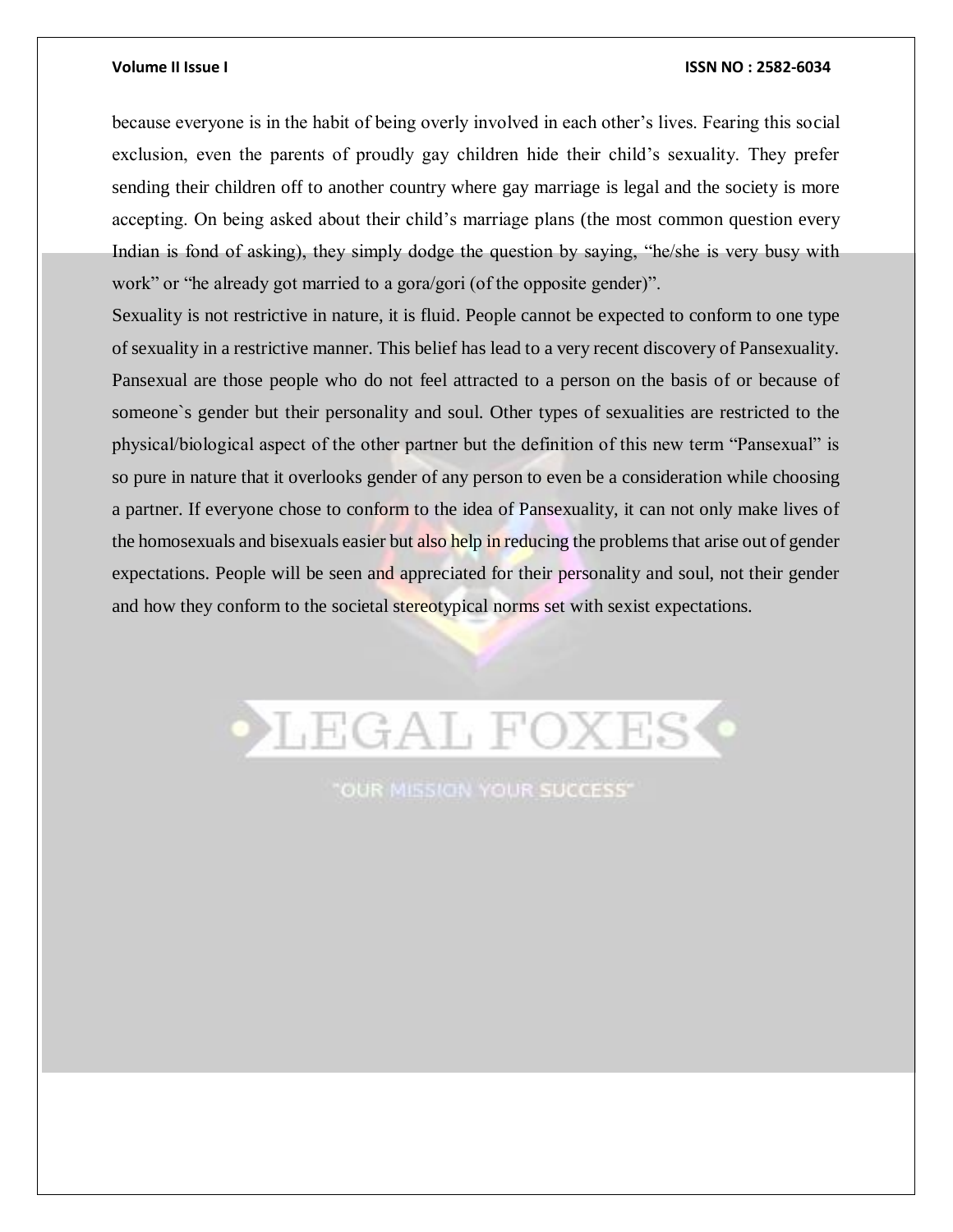because everyone is in the habit of being overly involved in each other's lives. Fearing this social exclusion, even the parents of proudly gay children hide their child's sexuality. They prefer sending their children off to another country where gay marriage is legal and the society is more accepting. On being asked about their child's marriage plans (the most common question every Indian is fond of asking), they simply dodge the question by saying, "he/she is very busy with work" or "he already got married to a gora/gori (of the opposite gender)".

Sexuality is not restrictive in nature, it is fluid. People cannot be expected to conform to one type of sexuality in a restrictive manner. This belief has lead to a very recent discovery of Pansexuality. Pansexual are those people who do not feel attracted to a person on the basis of or because of someone`s gender but their personality and soul. Other types of sexualities are restricted to the physical/biological aspect of the other partner but the definition of this new term "Pansexual" is so pure in nature that it overlooks gender of any person to even be a consideration while choosing a partner. If everyone chose to conform to the idea of Pansexuality, it can not only make lives of the homosexuals and bisexuals easier but also help in reducing the problems that arise out of gender expectations. People will be seen and appreciated for their personality and soul, not their gender and how they conform to the societal stereotypical norms set with sexist expectations.